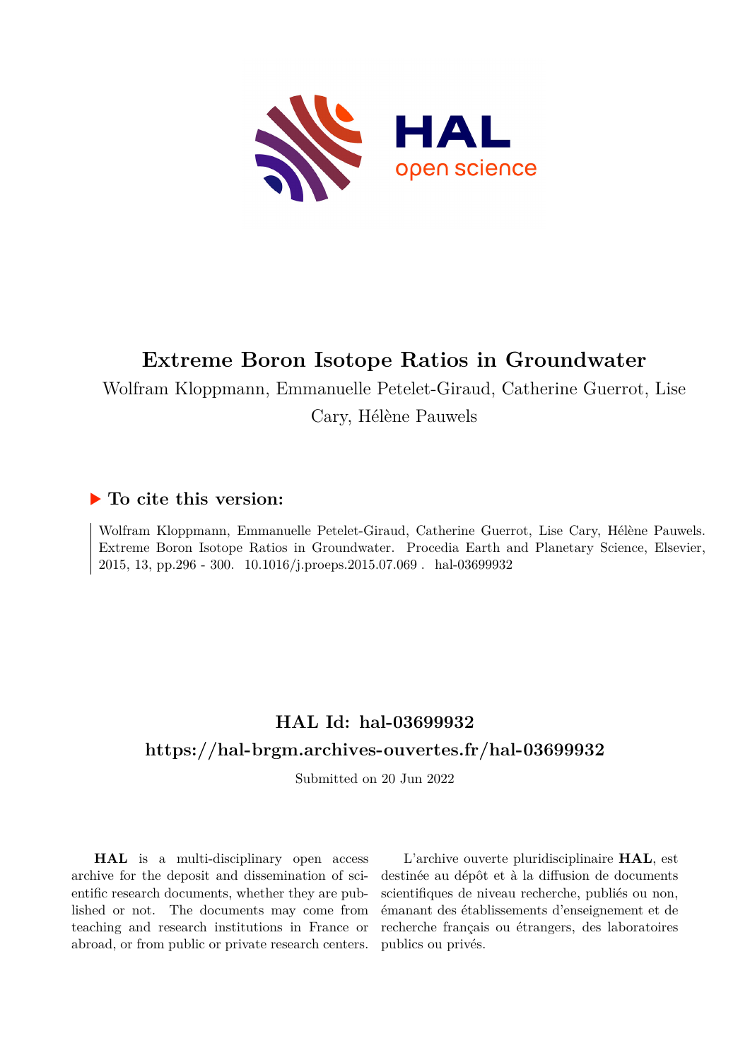# Extreme Boron Isotope Ratios in Groundwater

Wolfram Kloppmann, Emmanuelle Petelet-Giraud, Catherine Guerrot, Lise Cary, Hélène Pauwels

## ▶ To cite this version:

Wolfram Kloppmann, Emmanuelle Petelet-Giraud, Catherine Guerrot, Lise Cary, Hélène Pauwels. Extreme Boron Isotope Ratios in Groundwater. Procedia Earth and Planetary Science, Elsevier, 2015, 13, pp.296 - 300. 10.1016/j.proeps.2015.07.069 . hal-03699932

## HAL Id: hal-03699932

## https://hal-brgm.archives-ouvertes.fr/hal-03699932

Submitted on 20 Jun 2022

**HAL** is a multi-disciplinary open access archive for the deposit and dissemination of scientific research documents, whether they are published or not. The documents may come from teaching and research institutions in France or abroad, or from public or private research centers.

L'archive ouverte pluridisciplinaire **HAL**, est destinée au dépôt et à la diffusion de documents scientifiques de niveau recherche, publiés ou non, émanant des établissements d'enseignement et de recherche français ou étrangers, des laboratoires publics ou privés.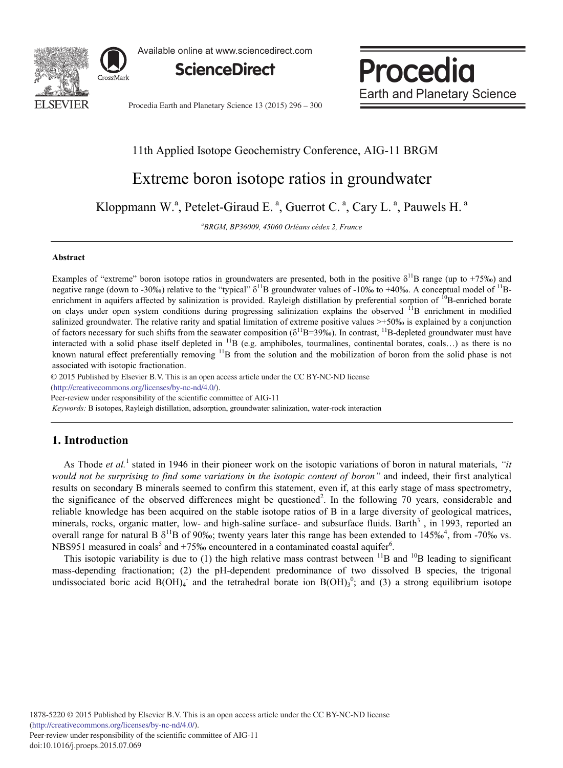11th Applied Isotope Geochemistry Conference, AIG-11 BRGM

# Extreme boron isotope ratios in groundwater

Kloppmann W.[a], Petelet-Giraud E. [a], Guerrot C. [a], Cary L. [a], Pauwels H. [a]

[a]*BRGM, BP36009, 45060 Orléans cédex 2, France*

---

### Abstract

Examples of "extreme" boron isotope ratios in groundwaters are presented, both in the positive $\delta^{11}B$ range (up to +75‰) and negative range (down to -30‰) relative to the "typical" $\delta^{11}B$ groundwater values of -10‰ to +40‰. A conceptual model of $^{11}B$-enrichment in aquifers affected by salinization is provided. Rayleigh distillation by preferential sorption of $^{10}B$-enriched borate on clays under open system conditions during progressing salinization explains the observed $^{11}B$ enrichment in modified salinized groundwater. The relative rarity and spatial limitation of extreme positive values >+50‰ is explained by a conjunction of factors necessary for such shifts from the seawater composition ($\delta^{11}B$=39‰). In contrast, $^{11}B$-depleted groundwater must have interacted with a solid phase itself depleted in $^{11}B$ (e.g. amphiboles, tourmalines, continental borates, coals…) as there is no known natural effect preferentially removing $^{11}B$ from the solution and the mobilization of boron from the solid phase is not associated with isotopic fractionation.

© 2015 Published by Elsevier B.V. This is an open access article under the CC BY-NC-ND license (http://creativecommons.org/licenses/by-nc-nd/4.0/).

Peer-review under responsibility of the scientific committee of AIG-11

*Keywords:* B isotopes, Rayleigh distillation, adsorption, groundwater salinization, water-rock interaction

---

## 1. Introduction

As Thode *et al.*[1] stated in 1946 in their pioneer work on the isotopic variations of boron in natural materials, *"it would not be surprising to find some variations in the isotopic content of boron"* and indeed, their first analytical results on secondary B minerals seemed to confirm this statement, even if, at this early stage of mass spectrometry, the significance of the observed differences might be questioned[2]. In the following 70 years, considerable and reliable knowledge has been acquired on the stable isotope ratios of B in a large diversity of geological matrices, minerals, rocks, organic matter, low- and high-saline surface- and subsurface fluids. Barth[3] , in 1993, reported an overall range for natural B $\delta^{11}B$ of 90‰; twenty years later this range has been extended to 145‰[4], from -70‰ vs. NBS951 measured in coals[5] and +75‰ encountered in a contaminated coastal aquifer[6].

This isotopic variability is due to (1) the high relative mass contrast between $^{11}B$ and $^{10}B$ leading to significant mass-depending fractionation; (2) the pH-dependent predominance of two dissolved B species, the trigonal undissociated boric acid $B(OH)_4^-$ and the tetrahedral borate ion $B(OH)_3^0$; and (3) a strong equilibrium isotope

1878-5220 © 2015 Published by Elsevier B.V. This is an open access article under the CC BY-NC-ND license (http://creativecommons.org/licenses/by-nc-nd/4.0/).
Peer-review under responsibility of the scientific committee of AIG-11
doi:10.1016/j.proeps.2015.07.069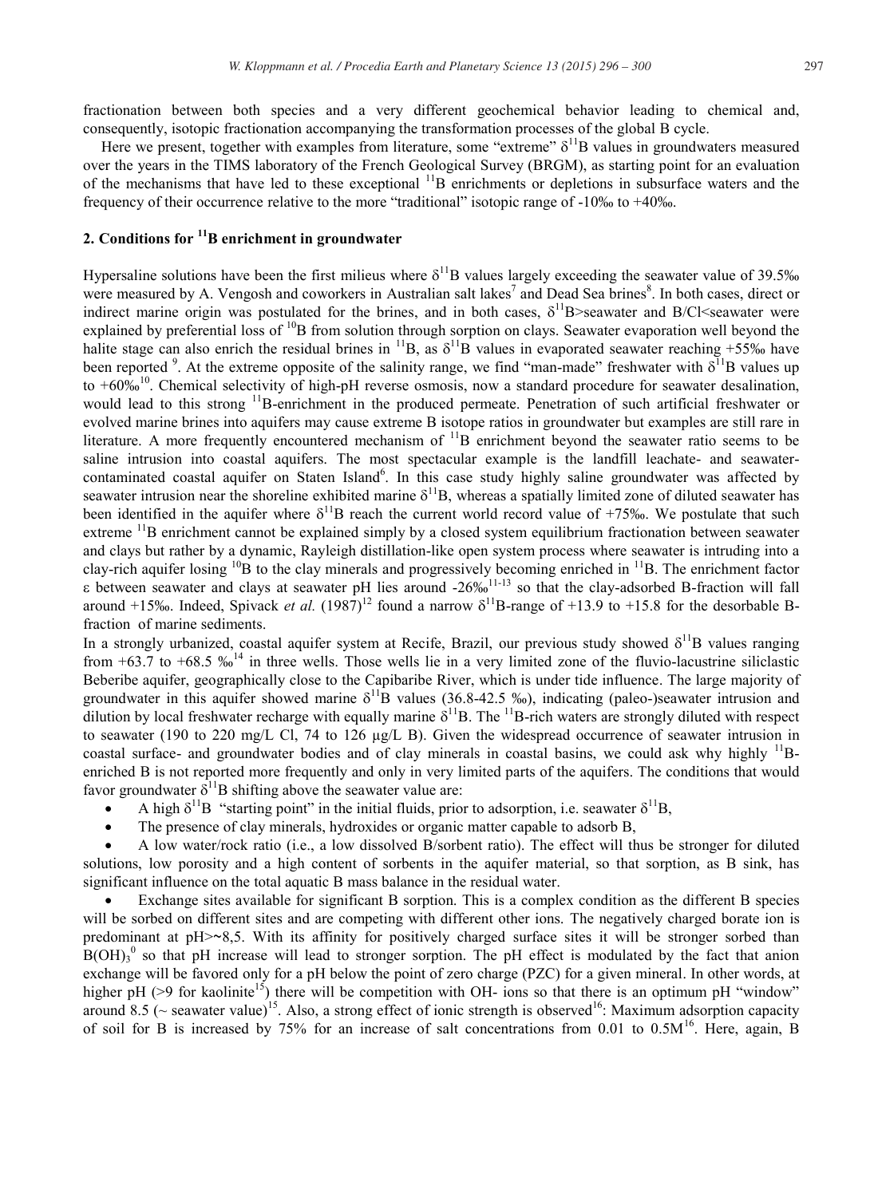fractionation between both species and a very different geochemical behavior leading to chemical and, consequently, isotopic fractionation accompanying the transformation processes of the global B cycle.

Here we present, together with examples from literature, some "extreme" $\delta^{11}B$ values in groundwaters measured over the years in the TIMS laboratory of the French Geological Survey (BRGM), as starting point for an evaluation of the mechanisms that have led to these exceptional $^{11}B$ enrichments or depletions in subsurface waters and the frequency of their occurrence relative to the more "traditional" isotopic range of -10‰ to +40‰.

## 2. Conditions for $^{11}B$ enrichment in groundwater

Hypersaline solutions have been the first milieus where $\delta^{11}B$ values largely exceeding the seawater value of 39.5‰ were measured by A. Vengosh and coworkers in Australian salt lakes[7] and Dead Sea brines[8]. In both cases, direct or indirect marine origin was postulated for the brines, and in both cases, $\delta^{11}B$>seawater and B/Cl<seawater were explained by preferential loss of $^{10}B$ from solution through sorption on clays. Seawater evaporation well beyond the halite stage can also enrich the residual brines in $^{11}B$, as $\delta^{11}B$ values in evaporated seawater reaching +55‰ have been reported [9]. At the extreme opposite of the salinity range, we find "man-made" freshwater with $\delta^{11}B$ values up to +60‰[10]. Chemical selectivity of high-pH reverse osmosis, now a standard procedure for seawater desalination, would lead to this strong $^{11}B$-enrichment in the produced permeate. Penetration of such artificial freshwater or evolved marine brines into aquifers may cause extreme B isotope ratios in groundwater but examples are still rare in literature. A more frequently encountered mechanism of $^{11}B$ enrichment beyond the seawater ratio seems to be saline intrusion into coastal aquifers. The most spectacular example is the landfill leachate- and seawater-contaminated coastal aquifer on Staten Island[6]. In this case study highly saline groundwater was affected by seawater intrusion near the shoreline exhibited marine $\delta^{11}B$, whereas a spatially limited zone of diluted seawater has been identified in the aquifer where $\delta^{11}B$ reach the current world record value of +75‰. We postulate that such extreme $^{11}B$ enrichment cannot be explained simply by a closed system equilibrium fractionation between seawater and clays but rather by a dynamic, Rayleigh distillation-like open system process where seawater is intruding into a clay-rich aquifer losing $^{10}B$ to the clay minerals and progressively becoming enriched in $^{11}B$. The enrichment factor $\varepsilon$ between seawater and clays at seawater pH lies around -26‰[11-13] so that the clay-adsorbed B-fraction will fall around +15‰. Indeed, Spivack *et al.* (1987)[12] found a narrow $\delta^{11}B$-range of +13.9 to +15.8 for the desorbable B-fraction of marine sediments.

In a strongly urbanized, coastal aquifer system at Recife, Brazil, our previous study showed $\delta^{11}B$ values ranging from +63.7 to +68.5 ‰[14] in three wells. Those wells lie in a very limited zone of the fluvio-lacustrine siliclastic Beberibe aquifer, geographically close to the Capibaribe River, which is under tide influence. The large majority of groundwater in this aquifer showed marine $\delta^{11}B$ values (36.8-42.5 ‰), indicating (paleo-)seawater intrusion and dilution by local freshwater recharge with equally marine $\delta^{11}B$. The $^{11}B$-rich waters are strongly diluted with respect to seawater (190 to 220 mg/L Cl, 74 to 126 µg/L B). Given the widespread occurrence of seawater intrusion in coastal surface- and groundwater bodies and of clay minerals in coastal basins, we could ask why highly $^{11}B$-enriched B is not reported more frequently and only in very limited parts of the aquifers. The conditions that would favor groundwater $\delta^{11}B$ shifting above the seawater value are:

- A high $\delta^{11}B$ "starting point" in the initial fluids, prior to adsorption, i.e. seawater $\delta^{11}B$,
- The presence of clay minerals, hydroxides or organic matter capable to adsorb B,
- A low water/rock ratio (i.e., a low dissolved B/sorbent ratio). The effect will thus be stronger for diluted solutions, low porosity and a high content of sorbents in the aquifer material, so that sorption, as B sink, has significant influence on the total aquatic B mass balance in the residual water.
- Exchange sites available for significant B sorption. This is a complex condition as the different B species will be sorbed on different sites and are competing with different other ions. The negatively charged borate ion is predominant at pH>~8,5. With its affinity for positively charged surface sites it will be stronger sorbed than $B(OH)_3^0$ so that pH increase will lead to stronger sorption. The pH effect is modulated by the fact that anion exchange will be favored only for a pH below the point of zero charge (PZC) for a given mineral. In other words, at higher pH (>9 for kaolinite[15]) there will be competition with OH- ions so that there is an optimum pH "window" around 8.5 (~ seawater value)[15]. Also, a strong effect of ionic strength is observed[16]: Maximum adsorption capacity of soil for B is increased by 75% for an increase of salt concentrations from 0.01 to 0.5M[16]. Here, again, B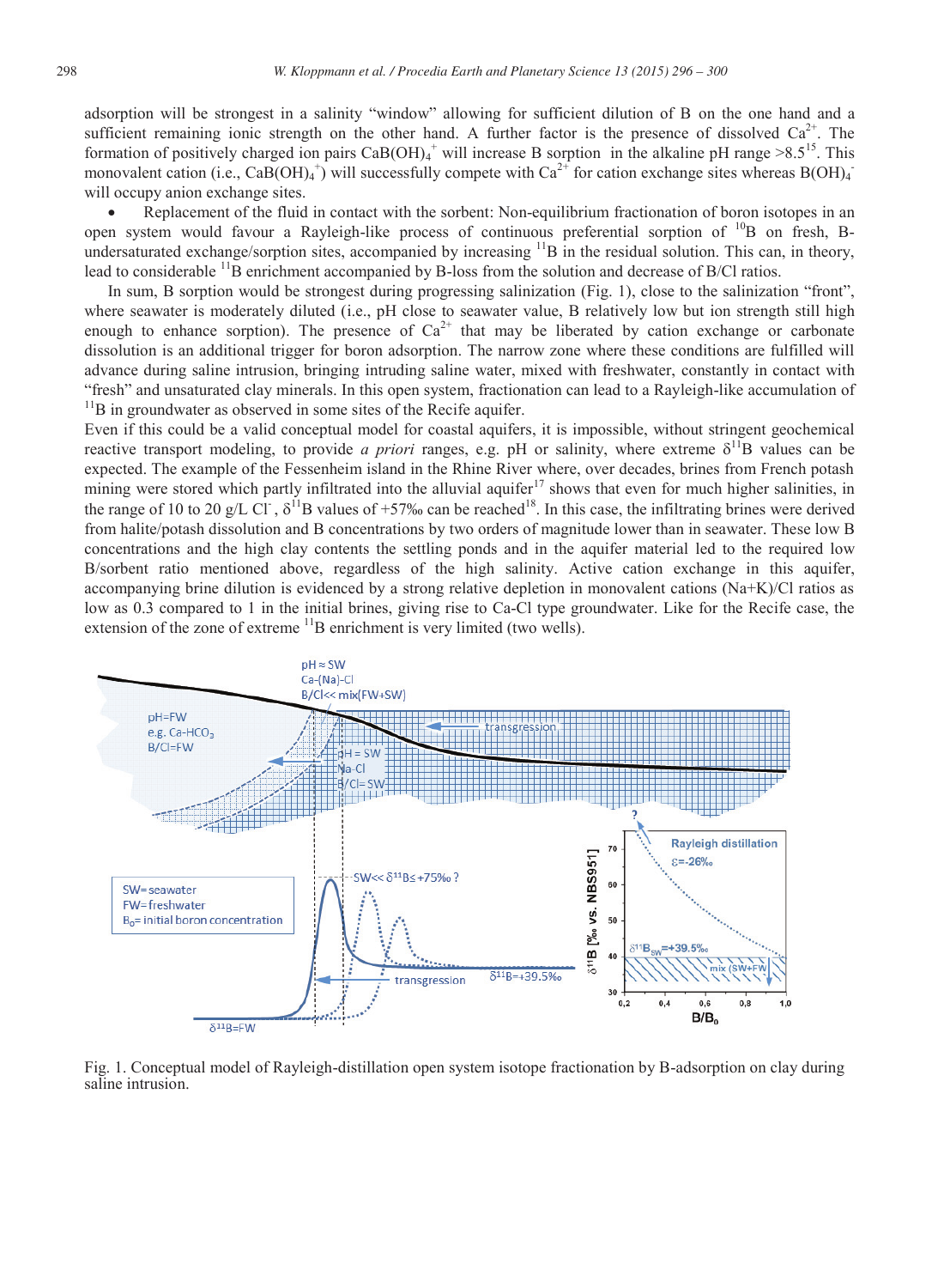adsorption will be strongest in a salinity "window" allowing for sufficient dilution of B on the one hand and a sufficient remaining ionic strength on the other hand. A further factor is the presence of dissolved $Ca^{2+}$. The formation of positively charged ion pairs $CaB(OH)_4^+$ will increase B sorption in the alkaline pH range >8.5[15]. This monovalent cation (i.e., $CaB(OH)_4^+$) will successfully compete with $Ca^{2+}$ for cation exchange sites whereas $B(OH)_4^-$ will occupy anion exchange sites.

- Replacement of the fluid in contact with the sorbent: Non-equilibrium fractionation of boron isotopes in an open system would favour a Rayleigh-like process of continuous preferential sorption of $^{10}B$ on fresh, B-undersaturated exchange/sorption sites, accompanied by increasing $^{11}B$ in the residual solution. This can, in theory, lead to considerable $^{11}B$ enrichment accompanied by B-loss from the solution and decrease of B/Cl ratios.

In sum, B sorption would be strongest during progressing salinization (Fig. 1), close to the salinization "front", where seawater is moderately diluted (i.e., pH close to seawater value, B relatively low but ion strength still high enough to enhance sorption). The presence of $Ca^{2+}$ that may be liberated by cation exchange or carbonate dissolution is an additional trigger for boron adsorption. The narrow zone where these conditions are fulfilled will advance during saline intrusion, bringing intruding saline water, mixed with freshwater, constantly in contact with "fresh" and unsaturated clay minerals. In this open system, fractionation can lead to a Rayleigh-like accumulation of $^{11}B$ in groundwater as observed in some sites of the Recife aquifer.

Even if this could be a valid conceptual model for coastal aquifers, it is impossible, without stringent geochemical reactive transport modeling, to provide *a priori* ranges, e.g. pH or salinity, where extreme $\delta^{11}B$ values can be expected. The example of the Fessenheim island in the Rhine River where, over decades, brines from French potash mining were stored which partly infiltrated into the alluvial aquifer[17] shows that even for much higher salinities, in the range of 10 to 20 g/L $Cl^-$, $\delta^{11}B$ values of +57‰ can be reached[18]. In this case, the infiltrating brines were derived from halite/potash dissolution and B concentrations by two orders of magnitude lower than in seawater. These low B concentrations and the high clay contents the settling ponds and in the aquifer material led to the required low B/sorbent ratio mentioned above, regardless of the high salinity. Active cation exchange in this aquifer, accompanying brine dilution is evidenced by a strong relative depletion in monovalent cations (Na+K)/Cl ratios as low as 0.3 compared to 1 in the initial brines, giving rise to Ca-Cl type groundwater. Like for the Recife case, the extension of the zone of extreme $^{11}B$ enrichment is very limited (two wells).

Fig. 1. Conceptual model of Rayleigh-distillation open system isotope fractionation by B-adsorption on clay during saline intrusion.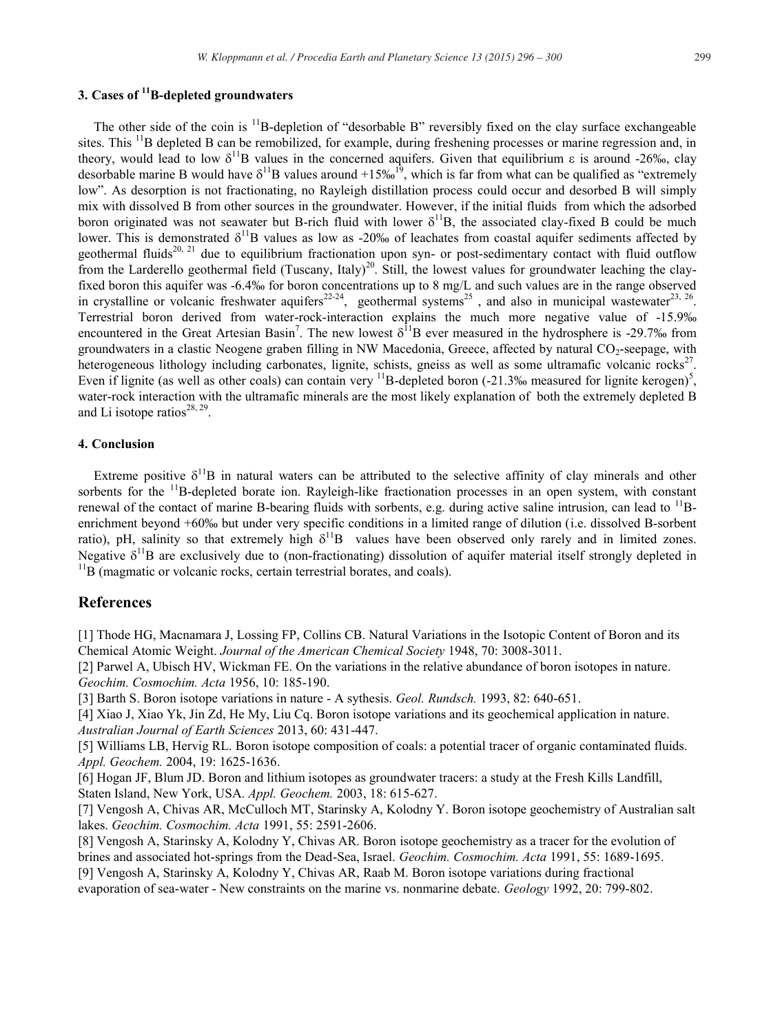## 3. Cases of $^{11}$B-depleted groundwaters

The other side of the coin is $^{11}$B-depletion of "desorbable B" reversibly fixed on the clay surface exchangeable sites. This $^{11}$B depleted B can be remobilized, for example, during freshening processes or marine regression and, in theory, would lead to low $\delta^{11}$B values in the concerned aquifers. Given that equilibrium $\varepsilon$ is around -26‰, clay desorbable marine B would have $\delta^{11}$B values around +15‰[19], which is far from what can be qualified as "extremely low". As desorption is not fractionating, no Rayleigh distillation process could occur and desorbed B will simply mix with dissolved B from other sources in the groundwater. However, if the initial fluids from which the adsorbed boron originated was not seawater but B-rich fluid with lower $\delta^{11}$B, the associated clay-fixed B could be much lower. This is demonstrated $\delta^{11}$B values as low as -20‰ of leachates from coastal aquifer sediments affected by geothermal fluids[20, 21] due to equilibrium fractionation upon syn- or post-sedimentary contact with fluid outflow from the Larderello geothermal field (Tuscany, Italy)[20]. Still, the lowest values for groundwater leaching the clay-fixed boron this aquifer was -6.4‰ for boron concentrations up to 8 mg/L and such values are in the range observed in crystalline or volcanic freshwater aquifers[22-24], geothermal systems[25], and also in municipal wastewater[23, 26]. Terrestrial boron derived from water-rock-interaction explains the much more negative value of -15.9‰ encountered in the Great Artesian Basin[7]. The new lowest $\delta^{11}$B ever measured in the hydrosphere is -29.7‰ from groundwaters in a clastic Neogene graben filling in NW Macedonia, Greece, affected by natural $CO_2$-seepage, with heterogeneous lithology including carbonates, lignite, schists, gneiss as well as some ultramafic volcanic rocks[27]. Even if lignite (as well as other coals) can contain very $^{11}$B-depleted boron (-21.3‰ measured for lignite kerogen)[5], water-rock interaction with the ultramafic minerals are the most likely explanation of both the extremely depleted B and Li isotope ratios[28, 29].

## 4. Conclusion

Extreme positive $\delta^{11}$B in natural waters can be attributed to the selective affinity of clay minerals and other sorbents for the $^{11}$B-depleted borate ion. Rayleigh-like fractionation processes in an open system, with constant renewal of the contact of marine B-bearing fluids with sorbents, e.g. during active saline intrusion, can lead to $^{11}$B-enrichment beyond +60‰ but under very specific conditions in a limited range of dilution (i.e. dissolved B-sorbent ratio), pH, salinity so that extremely high $\delta^{11}$B values have been observed only rarely and in limited zones. Negative $\delta^{11}$B are exclusively due to (non-fractionating) dissolution of aquifer material itself strongly depleted in $^{11}$B (magmatic or volcanic rocks, certain terrestrial borates, and coals).

## References

[1] Thode HG, Macnamara J, Lossing FP, Collins CB. Natural Variations in the Isotopic Content of Boron and its Chemical Atomic Weight. *Journal of the American Chemical Society* 1948, 70: 3008-3011.

[2] Parwel A, Ubisch HV, Wickman FE. On the variations in the relative abundance of boron isotopes in nature. *Geochim. Cosmochim. Acta* 1956, 10: 185-190.

[3] Barth S. Boron isotope variations in nature - A sythesis. *Geol. Rundsch.* 1993, 82: 640-651.

[4] Xiao J, Xiao Yk, Jin Zd, He My, Liu Cq. Boron isotope variations and its geochemical application in nature. *Australian Journal of Earth Sciences* 2013, 60: 431-447.

[5] Williams LB, Hervig RL. Boron isotope composition of coals: a potential tracer of organic contaminated fluids. *Appl. Geochem.* 2004, 19: 1625-1636.

[6] Hogan JF, Blum JD. Boron and lithium isotopes as groundwater tracers: a study at the Fresh Kills Landfill, Staten Island, New York, USA. *Appl. Geochem.* 2003, 18: 615-627.

[7] Vengosh A, Chivas AR, McCulloch MT, Starinsky A, Kolodny Y. Boron isotope geochemistry of Australian salt lakes. *Geochim. Cosmochim. Acta* 1991, 55: 2591-2606.

[8] Vengosh A, Starinsky A, Kolodny Y, Chivas AR. Boron isotope geochemistry as a tracer for the evolution of brines and associated hot-springs from the Dead-Sea, Israel. *Geochim. Cosmochim. Acta* 1991, 55: 1689-1695.

[9] Vengosh A, Starinsky A, Kolodny Y, Chivas AR, Raab M. Boron isotope variations during fractional evaporation of sea-water - New constraints on the marine vs. nonmarine debate. *Geology* 1992, 20: 799-802.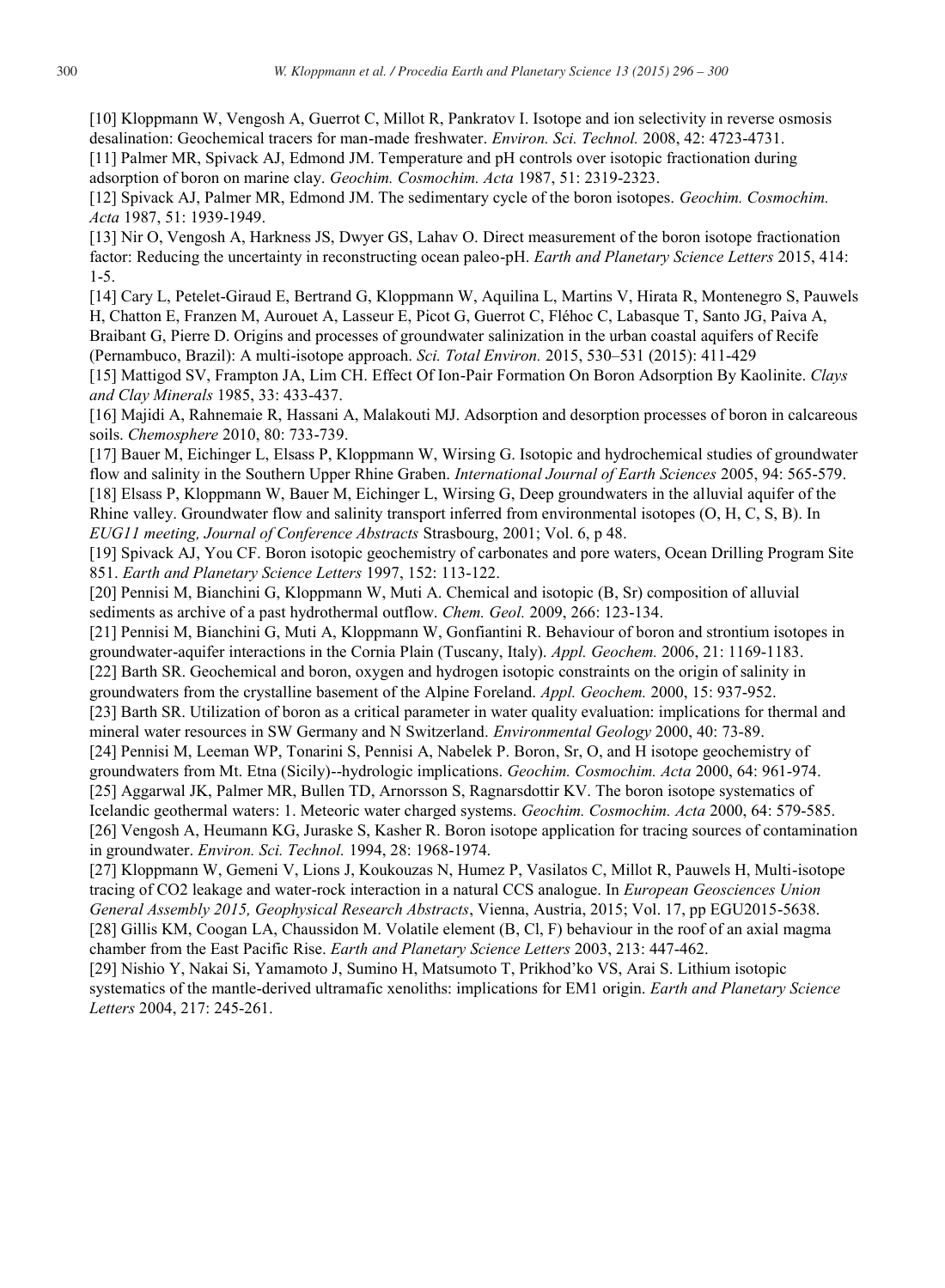[10] Kloppmann W, Vengosh A, Guerrot C, Millot R, Pankratov I. Isotope and ion selectivity in reverse osmosis desalination: Geochemical tracers for man-made freshwater. *Environ. Sci. Technol.* 2008, 42: 4723-4731.

[11] Palmer MR, Spivack AJ, Edmond JM. Temperature and pH controls over isotopic fractionation during adsorption of boron on marine clay. *Geochim. Cosmochim. Acta* 1987, 51: 2319-2323.

[12] Spivack AJ, Palmer MR, Edmond JM. The sedimentary cycle of the boron isotopes. *Geochim. Cosmochim. Acta* 1987, 51: 1939-1949.

[13] Nir O, Vengosh A, Harkness JS, Dwyer GS, Lahav O. Direct measurement of the boron isotope fractionation factor: Reducing the uncertainty in reconstructing ocean paleo-pH. *Earth and Planetary Science Letters* 2015, 414: 1-5.

[14] Cary L, Petelet-Giraud E, Bertrand G, Kloppmann W, Aquilina L, Martins V, Hirata R, Montenegro S, Pauwels H, Chatton E, Franzen M, Aurouet A, Lasseur E, Picot G, Guerrot C, Fléhoc C, Labasque T, Santo JG, Paiva A, Braibant G, Pierre D. Origins and processes of groundwater salinization in the urban coastal aquifers of Recife (Pernambuco, Brazil): A multi-isotope approach. *Sci. Total Environ.* 2015, 530–531 (2015): 411-429

[15] Mattigod SV, Frampton JA, Lim CH. Effect Of Ion-Pair Formation On Boron Adsorption By Kaolinite. *Clays and Clay Minerals* 1985, 33: 433-437.

[16] Majidi A, Rahnemaie R, Hassani A, Malakouti MJ. Adsorption and desorption processes of boron in calcareous soils. *Chemosphere* 2010, 80: 733-739.

[17] Bauer M, Eichinger L, Elsass P, Kloppmann W, Wirsing G. Isotopic and hydrochemical studies of groundwater flow and salinity in the Southern Upper Rhine Graben. *International Journal of Earth Sciences* 2005, 94: 565-579.

[18] Elsass P, Kloppmann W, Bauer M, Eichinger L, Wirsing G, Deep groundwaters in the alluvial aquifer of the Rhine valley. Groundwater flow and salinity transport inferred from environmental isotopes (O, H, C, S, B). In *EUG11 meeting, Journal of Conference Abstracts* Strasbourg, 2001; Vol. 6, p 48.

[19] Spivack AJ, You CF. Boron isotopic geochemistry of carbonates and pore waters, Ocean Drilling Program Site 851. *Earth and Planetary Science Letters* 1997, 152: 113-122.

[20] Pennisi M, Bianchini G, Kloppmann W, Muti A. Chemical and isotopic (B, Sr) composition of alluvial sediments as archive of a past hydrothermal outflow. *Chem. Geol.* 2009, 266: 123-134.

[21] Pennisi M, Bianchini G, Muti A, Kloppmann W, Gonfiantini R. Behaviour of boron and strontium isotopes in groundwater-aquifer interactions in the Cornia Plain (Tuscany, Italy). *Appl. Geochem.* 2006, 21: 1169-1183.

[22] Barth SR. Geochemical and boron, oxygen and hydrogen isotopic constraints on the origin of salinity in groundwaters from the crystalline basement of the Alpine Foreland. *Appl. Geochem.* 2000, 15: 937-952.

[23] Barth SR. Utilization of boron as a critical parameter in water quality evaluation: implications for thermal and mineral water resources in SW Germany and N Switzerland. *Environmental Geology* 2000, 40: 73-89.

[24] Pennisi M, Leeman WP, Tonarini S, Pennisi A, Nabelek P. Boron, Sr, O, and H isotope geochemistry of groundwaters from Mt. Etna (Sicily)--hydrologic implications. *Geochim. Cosmochim. Acta* 2000, 64: 961-974.

[25] Aggarwal JK, Palmer MR, Bullen TD, Arnorsson S, Ragnarsdottir KV. The boron isotope systematics of Icelandic geothermal waters: 1. Meteoric water charged systems. *Geochim. Cosmochim. Acta* 2000, 64: 579-585.

[26] Vengosh A, Heumann KG, Juraske S, Kasher R. Boron isotope application for tracing sources of contamination in groundwater. *Environ. Sci. Technol.* 1994, 28: 1968-1974.

[27] Kloppmann W, Gemeni V, Lions J, Koukouzas N, Humez P, Vasilatos C, Millot R, Pauwels H, Multi-isotope tracing of CO2 leakage and water-rock interaction in a natural CCS analogue. In *European Geosciences Union General Assembly 2015, Geophysical Research Abstracts*, Vienna, Austria, 2015; Vol. 17, pp EGU2015-5638.

[28] Gillis KM, Coogan LA, Chaussidon M. Volatile element (B, Cl, F) behaviour in the roof of an axial magma chamber from the East Pacific Rise. *Earth and Planetary Science Letters* 2003, 213: 447-462.

[29] Nishio Y, Nakai Si, Yamamoto J, Sumino H, Matsumoto T, Prikhod'ko VS, Arai S. Lithium isotopic systematics of the mantle-derived ultramafic xenoliths: implications for EM1 origin. *Earth and Planetary Science Letters* 2004, 217: 245-261.